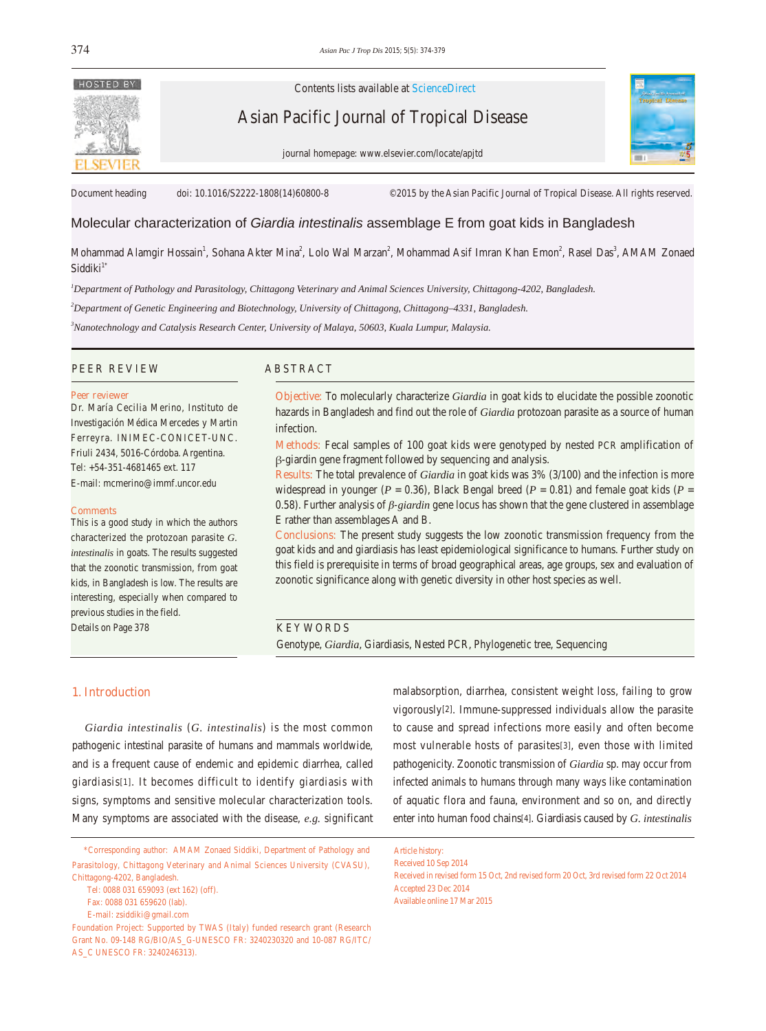Contents lists available at ScienceDirect

Asian Pacific Journal of Tropical Disease

journal homepage: www.elsevier.com/locate/apjtd

Document heading doi: 10.1016/S2222-1808(14)60800-8 ©2015 by the Asian Pacific Journal of Tropical Disease. All rights reserved.

# Molecular characterization of *Giardia intestinalis* assemblage E from goat kids in Bangladesh

Mohammad Alamgir Hossain[1], Sohana Akter Mina[2], Lolo Wal Marzan[2], Mohammad Asif Imran Khan Emon[2], Rasel Das[3], AMAM Zonaed Siddiki[1*]

[1]*Department of Pathology and Parasitology, Chittagong Veterinary and Animal Sciences University, Chittagong-4202, Bangladesh.*

[2]*Department of Genetic Engineering and Biotechnology, University of Chittagong, Chittagong–4331, Bangladesh.*

[3]*Nanotechnology and Catalysis Research Center, University of Malaya, 50603, Kuala Lumpur, Malaysia.*

## PEER REVIEW

**Peer reviewer**

Dr. María Cecilia Merino, Instituto de Investigación Médica Mercedes y Martin Ferreyra. INIMEC-CONICET-UNC. Friuli 2434, 5016-Córdoba. Argentina.
Tel: +54-351-4681465 ext. 117
E-mail: mcmerino@immf.uncor.edu

**Comments**

This is a good study in which the authors characterized the protozoan parasite *G. intestinalis* in goats. The results suggested that the zoonotic transmission, from goat kids, in Bangladesh is low. The results are interesting, especially when compared to previous studies in the field.
Details on Page 378

## ABSTRACT

**Objective:** To molecularly characterize *Giardia* in goat kids to elucidate the possible zoonotic hazards in Bangladesh and find out the role of *Giardia* protozoan parasite as a source of human infection.

**Methods:** Fecal samples of 100 goat kids were genotyped by nested PCR amplification of $\beta$-giardin gene fragment followed by sequencing and analysis.

**Results:** The total prevalence of *Giardia* in goat kids was 3% (3/100) and the infection is more widespread in younger ($P$ = 0.36), Black Bengal breed ($P$ = 0.81) and female goat kids ($P$ = 0.58). Further analysis of $\beta$-*giardin* gene locus has shown that the gene clustered in assemblage E rather than assemblages A and B.

**Conclusions:** The present study suggests the low zoonotic transmission frequency from the goat kids and and giardiasis has least epidemiological significance to humans. Further study on this field is prerequisite in terms of broad geographical areas, age groups, sex and evaluation of zoonotic significance along with genetic diversity in other host species as well.

**KEYWORDS**

Genotype, *Giardia*, Giardiasis, Nested PCR, Phylogenetic tree, Sequencing

## 1. Introduction

*Giardia intestinalis* (*G. intestinalis*) is the most common pathogenic intestinal parasite of humans and mammals worldwide, and is a frequent cause of endemic and epidemic diarrhea, called giardiasis[1]. It becomes difficult to identify giardiasis with signs, symptoms and sensitive molecular characterization tools. Many symptoms are associated with the disease, *e.g.* significant malabsorption, diarrhea, consistent weight loss, failing to grow vigorously[2]. Immune-suppressed individuals allow the parasite to cause and spread infections more easily and often become most vulnerable hosts of parasites[3], even those with limited pathogenicity. Zoonotic transmission of *Giardia* sp. may occur from infected animals to humans through many ways like contamination of aquatic flora and fauna, environment and so on, and directly enter into human food chains[4]. Giardiasis caused by *G. intestinalis*

---

*Corresponding author: AMAM Zonaed Siddiki, Department of Pathology and Parasitology, Chittagong Veterinary and Animal Sciences University (CVASU), Chittagong-4202, Bangladesh.
Tel: 0088 031 659093 (ext 162) (off).
Fax: 0088 031 659620 (lab).
E-mail: zsiddiki@gmail.com

Foundation Project: Supported by TWAS (Italy) funded research grant (Research Grant No. 09-148 RG/BIO/AS_G-UNESCO FR: 3240230320 and 10-087 RG/ITC/AS_C UNESCO FR: 3240246313).

Article history:
Received 10 Sep 2014
Received in revised form 15 Oct, 2nd revised form 20 Oct, 3rd revised form 22 Oct 2014
Accepted 23 Dec 2014
Available online 17 Mar 2015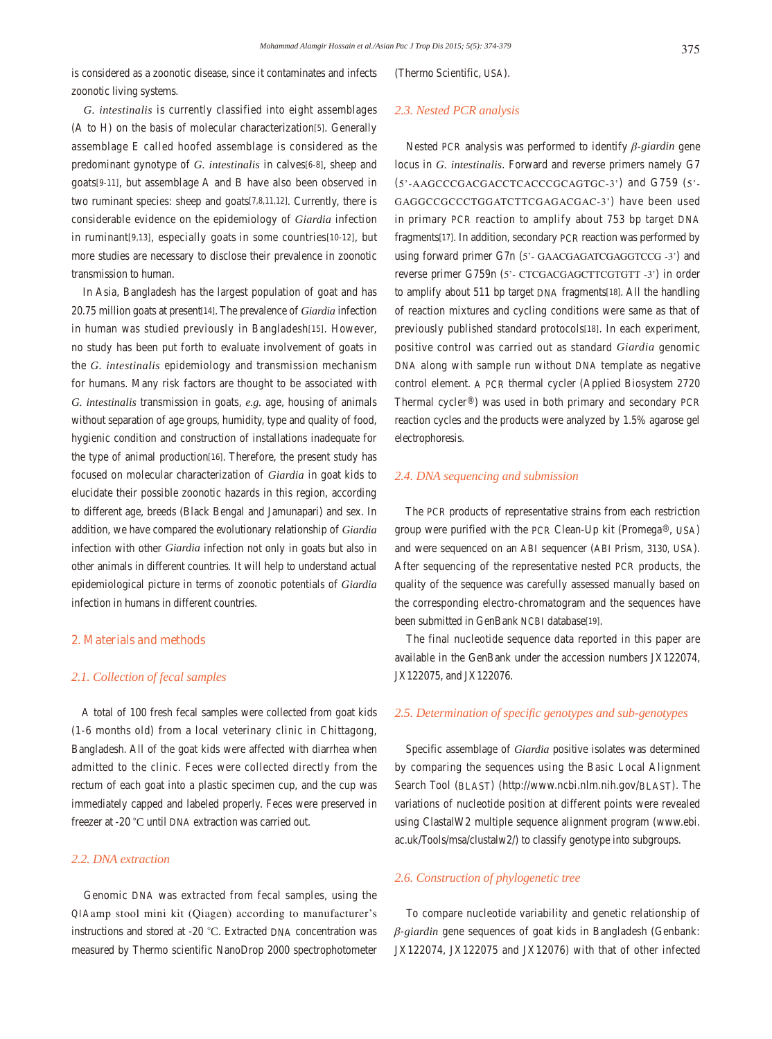is considered as a zoonotic disease, since it contaminates and infects zoonotic living systems.

*G. intestinalis* is currently classified into eight assemblages (A to H) on the basis of molecular characterization[5]. Generally assemblage E called hoofed assemblage is considered as the predominant gynotype of *G. intestinalis* in calves[6-8], sheep and goats[9-11], but assemblage A and B have also been observed in two ruminant species: sheep and goats[7,8,11,12]. Currently, there is considerable evidence on the epidemiology of *Giardia* infection in ruminant[9,13], especially goats in some countries[10-12], but more studies are necessary to disclose their prevalence in zoonotic transmission to human.

In Asia, Bangladesh has the largest population of goat and has 20.75 million goats at present[14]. The prevalence of *Giardia* infection in human was studied previously in Bangladesh[15]. However, no study has been put forth to evaluate involvement of goats in the *G. intestinalis* epidemiology and transmission mechanism for humans. Many risk factors are thought to be associated with *G. intestinalis* transmission in goats, *e.g.* age, housing of animals without separation of age groups, humidity, type and quality of food, hygienic condition and construction of installations inadequate for the type of animal production[16]. Therefore, the present study has focused on molecular characterization of *Giardia* in goat kids to elucidate their possible zoonotic hazards in this region, according to different age, breeds (Black Bengal and Jamunapari) and sex. In addition, we have compared the evolutionary relationship of *Giardia* infection with other *Giardia* infection not only in goats but also in other animals in different countries. It will help to understand actual epidemiological picture in terms of zoonotic potentials of *Giardia* infection in humans in different countries.

## 2. Materials and methods

### *2.1. Collection of fecal samples*

A total of 100 fresh fecal samples were collected from goat kids (1-6 months old) from a local veterinary clinic in Chittagong, Bangladesh. All of the goat kids were affected with diarrhea when admitted to the clinic. Feces were collected directly from the rectum of each goat into a plastic specimen cup, and the cup was immediately capped and labeled properly. Feces were preserved in freezer at -20 °C until DNA extraction was carried out.

### *2.2. DNA extraction*

Genomic DNA was extracted from fecal samples, using the QIAamp stool mini kit (Qiagen) according to manufacturer's instructions and stored at -20 °C. Extracted DNA concentration was measured by Thermo scientific NanoDrop 2000 spectrophotometer (Thermo Scientific, USA).

### *2.3. Nested PCR analysis*

Nested PCR analysis was performed to identify *β-giardin* gene locus in *G. intestinalis*. Forward and reverse primers namely G7 (5'-AAGCCCGACGACCTCACCCGCAGTGC-3') and G759 (5'-GAGGCCGCCCTGGATCTTCGAGACGAC-3') have been used in primary PCR reaction to amplify about 753 bp target DNA fragments[17]. In addition, secondary PCR reaction was performed by using forward primer G7n (5'- GAACGAGATCGAGGTCCG -3') and reverse primer G759n (5'- CTCGACGAGCTTCGTGTT -3') in order to amplify about 511 bp target DNA fragments[18]. All the handling of reaction mixtures and cycling conditions were same as that of previously published standard protocols[18]. In each experiment, positive control was carried out as standard *Giardia* genomic DNA along with sample run without DNA template as negative control element. A PCR thermal cycler (Applied Biosystem 2720 Thermal cycler®) was used in both primary and secondary PCR reaction cycles and the products were analyzed by 1.5% agarose gel electrophoresis.

### *2.4. DNA sequencing and submission*

The PCR products of representative strains from each restriction group were purified with the PCR Clean-Up kit (Promega®, USA) and were sequenced on an ABI sequencer (ABI Prism, 3130, USA). After sequencing of the representative nested PCR products, the quality of the sequence was carefully assessed manually based on the corresponding electro-chromatogram and the sequences have been submitted in GenBank NCBI database[19].

The final nucleotide sequence data reported in this paper are available in the GenBank under the accession numbers JX122074, JX122075, and JX122076.

### *2.5. Determination of specific genotypes and sub-genotypes*

Specific assemblage of *Giardia* positive isolates was determined by comparing the sequences using the Basic Local Alignment Search Tool (BLAST) (http://www.ncbi.nlm.nih.gov/BLAST). The variations of nucleotide position at different points were revealed using ClastalW2 multiple sequence alignment program (www.ebi.ac.uk/Tools/msa/clustalw2/) to classify genotype into subgroups.

### *2.6. Construction of phylogenetic tree*

To compare nucleotide variability and genetic relationship of *β-giardin* gene sequences of goat kids in Bangladesh (Genbank: JX122074, JX122075 and JX12076) with that of other infected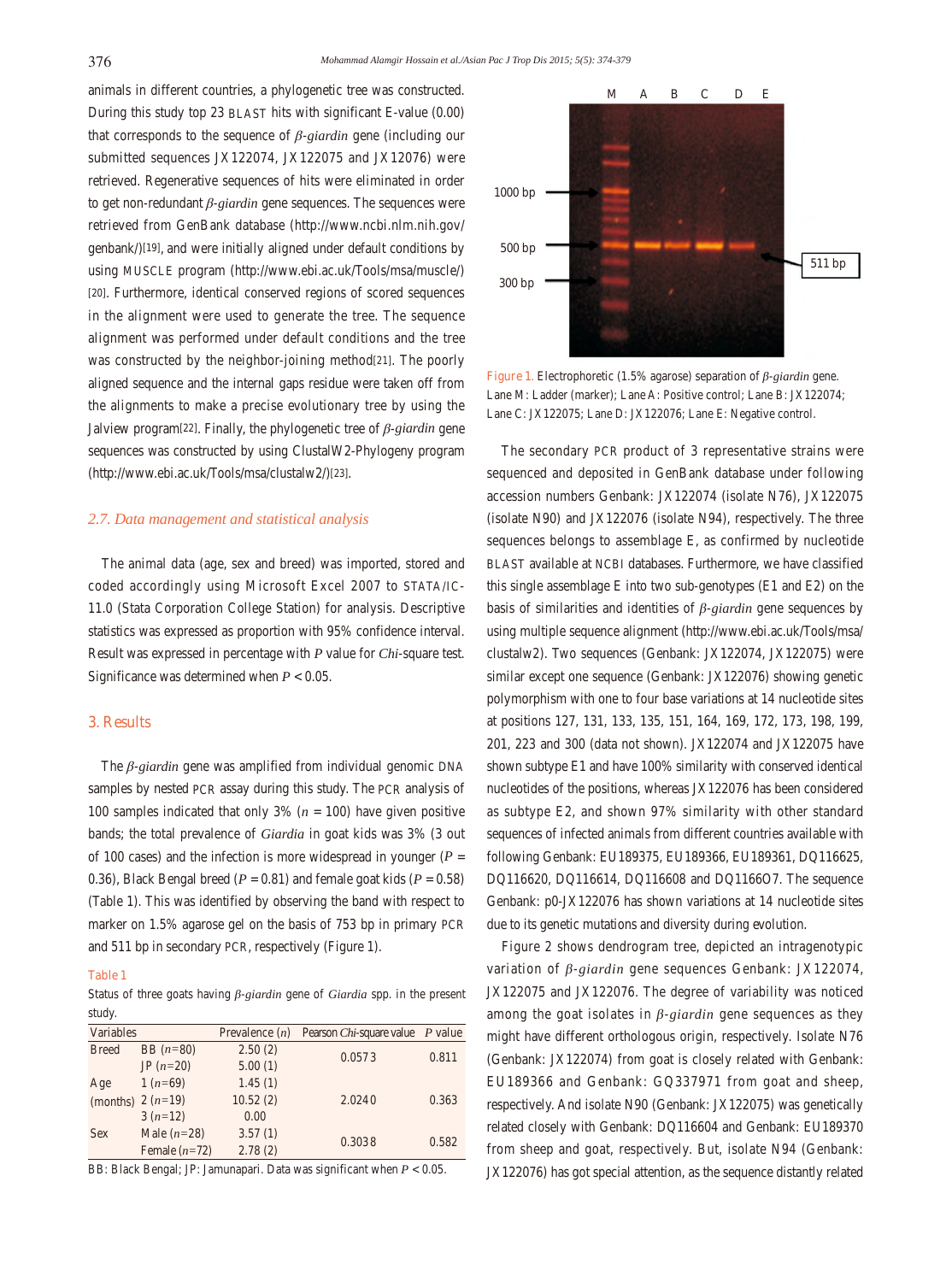animals in different countries, a phylogenetic tree was constructed. During this study top 23 BLAST hits with significant E-value (0.00) that corresponds to the sequence of *β-giardin* gene (including our submitted sequences JX122074, JX122075 and JX12076) were retrieved. Regenerative sequences of hits were eliminated in order to get non-redundant *β-giardin* gene sequences. The sequences were retrieved from GenBank database (http://www.ncbi.nlm.nih.gov/genbank/)[19], and were initially aligned under default conditions by using MUSCLE program (http://www.ebi.ac.uk/Tools/msa/muscle/)[20]. Furthermore, identical conserved regions of scored sequences in the alignment were used to generate the tree. The sequence alignment was performed under default conditions and the tree was constructed by the neighbor-joining method[21]. The poorly aligned sequence and the internal gaps residue were taken off from the alignments to make a precise evolutionary tree by using the Jalview program[22]. Finally, the phylogenetic tree of *β-giardin* gene sequences was constructed by using ClustalW2-Phylogeny program (http://www.ebi.ac.uk/Tools/msa/clustalw2/)[23].

### 2.7. Data management and statistical analysis

The animal data (age, sex and breed) was imported, stored and coded accordingly using Microsoft Excel 2007 to STATA/IC-11.0 (Stata Corporation College Station) for analysis. Descriptive statistics was expressed as proportion with 95% confidence interval. Result was expressed in percentage with $P$ value for *Chi*-square test. Significance was determined when $P < 0.05$.

## 3. Results

The *β-giardin* gene was amplified from individual genomic DNA samples by nested PCR assay during this study. The PCR analysis of 100 samples indicated that only 3% ($n$ = 100) have given positive bands; the total prevalence of *Giardia* in goat kids was 3% (3 out of 100 cases) and the infection is more widespread in younger ($P$ = 0.36), Black Bengal breed ($P$ = 0.81) and female goat kids ($P$ = 0.58) (Table 1). This was identified by observing the band with respect to marker on 1.5% agarose gel on the basis of 753 bp in primary PCR and 511 bp in secondary PCR, respectively (Figure 1).

Table 1

Status of three goats having *β-giardin* gene of *Giardia* spp. in the present study.

| Variables | | Prevalence ($n$) | Pearson *Chi*-square value | $P$ value |
|---|---|---|---|---|
| Breed | BB ($n$=80) | 2.50 (2) | 0.0573 | 0.811 |
| | JP ($n$=20) | 5.00 (1) | | |
| Age (months) | 1 ($n$=69) | 1.45 (1) | 2.0240 | 0.363 |
| | 2 ($n$=19) | 10.52 (2) | | |
| | 3 ($n$=12) | 0.00 | | |
| Sex | Male ($n$=28) | 3.57 (1) | 0.3038 | 0.582 |
| | Female ($n$=72) | 2.78 (2) | | |

BB: Black Bengal; JP: Jamunapari. Data was significant when $P < 0.05$.

Figure 1. Electrophoretic (1.5% agarose) separation of *β-giardin* gene. Lane M: Ladder (marker); Lane A: Positive control; Lane B: JX122074; Lane C: JX122075; Lane D: JX122076; Lane E: Negative control.

The secondary PCR product of 3 representative strains were sequenced and deposited in GenBank database under following accession numbers Genbank: JX122074 (isolate N76), JX122075 (isolate N90) and JX122076 (isolate N94), respectively. The three sequences belongs to assemblage E, as confirmed by nucleotide BLAST available at NCBI databases. Furthermore, we have classified this single assemblage E into two sub-genotypes (E1 and E2) on the basis of similarities and identities of *β-giardin* gene sequences by using multiple sequence alignment (http://www.ebi.ac.uk/Tools/msa/clustalw2). Two sequences (Genbank: JX122074, JX122075) were similar except one sequence (Genbank: JX122076) showing genetic polymorphism with one to four base variations at 14 nucleotide sites at positions 127, 131, 133, 135, 151, 164, 169, 172, 173, 198, 199, 201, 223 and 300 (data not shown). JX122074 and JX122075 have shown subtype E1 and have 100% similarity with conserved identical nucleotides of the positions, whereas JX122076 has been considered as subtype E2, and shown 97% similarity with other standard sequences of infected animals from different countries available with following Genbank: EU189375, EU189366, EU189361, DQ116625, DQ116620, DQ116614, DQ116608 and DQ116607. The sequence Genbank: p0-JX122076 has shown variations at 14 nucleotide sites due to its genetic mutations and diversity during evolution.

Figure 2 shows dendrogram tree, depicted an intragenotypic variation of *β-giardin* gene sequences Genbank: JX122074, JX122075 and JX122076. The degree of variability was noticed among the goat isolates in *β-giardin* gene sequences as they might have different orthologous origin, respectively. Isolate N76 (Genbank: JX122074) from goat is closely related with Genbank: EU189366 and Genbank: GQ337971 from goat and sheep, respectively. And isolate N90 (Genbank: JX122075) was genetically related closely with Genbank: DQ116604 and Genbank: EU189370 from sheep and goat, respectively. But, isolate N94 (Genbank: JX122076) has got special attention, as the sequence distantly related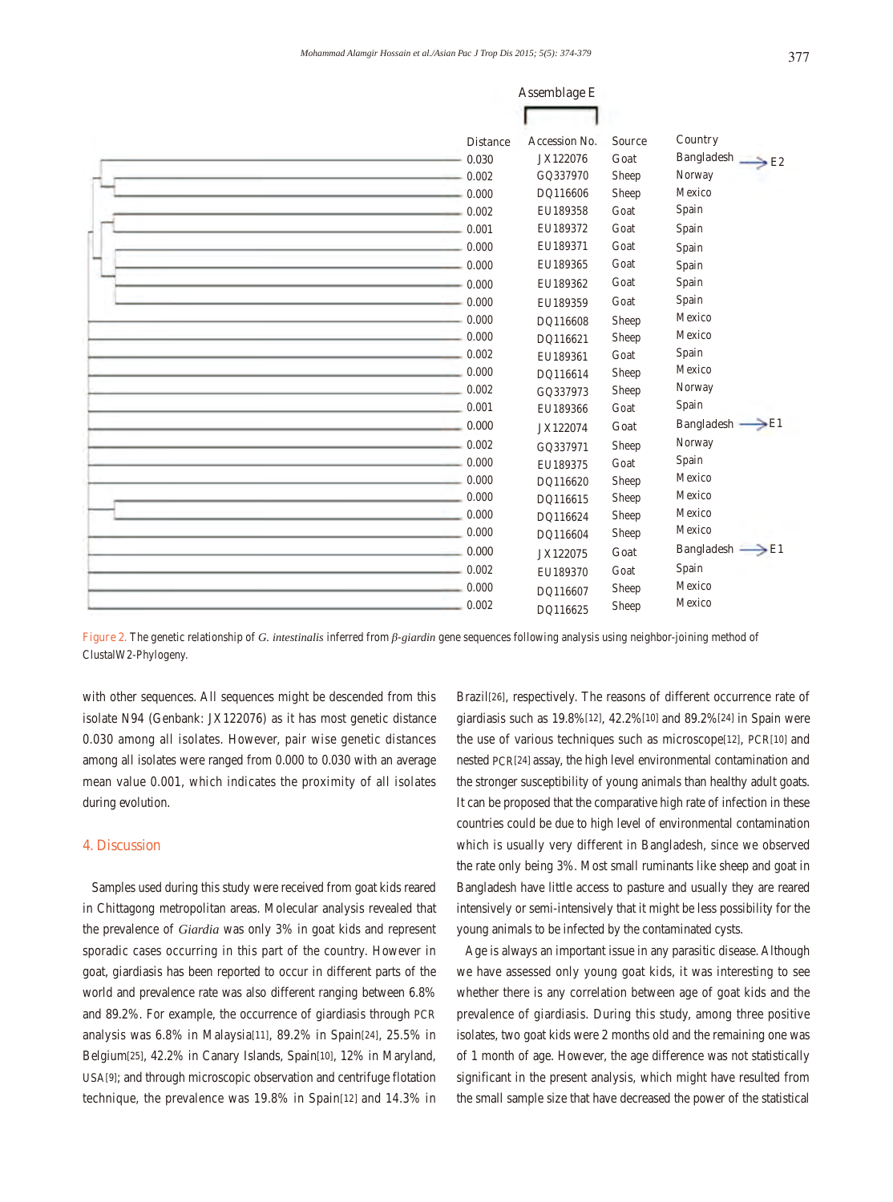| Distance | Accession No. | Source | Country | |
|---|---|---|---|---|
| 0.030 | JX122076 | Goat | Bangladesh | → E2 |
| 0.002 | GQ337970 | Sheep | Norway | |
| 0.000 | DQ116606 | Sheep | Mexico | |
| 0.002 | EU189358 | Goat | Spain | |
| 0.001 | EU189372 | Goat | Spain | |
| 0.000 | EU189371 | Goat | Spain | |
| 0.000 | EU189365 | Goat | Spain | |
| 0.000 | EU189362 | Goat | Spain | |
| 0.000 | EU189359 | Goat | Spain | |
| 0.000 | DQ116608 | Sheep | Mexico | |
| 0.000 | DQ116621 | Sheep | Mexico | |
| 0.002 | EU189361 | Goat | Spain | |
| 0.000 | DQ116614 | Sheep | Mexico | |
| 0.002 | GQ337973 | Sheep | Norway | |
| 0.001 | EU189366 | Goat | Spain | |
| 0.000 | JX122074 | Goat | Bangladesh | → E1 |
| 0.002 | GQ337971 | Sheep | Norway | |
| 0.000 | EU189375 | Goat | Spain | |
| 0.000 | DQ116620 | Sheep | Mexico | |
| 0.000 | DQ116615 | Sheep | Mexico | |
| 0.000 | DQ116624 | Sheep | Mexico | |
| 0.000 | DQ116604 | Sheep | Mexico | |
| 0.000 | JX122075 | Goat | Bangladesh | → E1 |
| 0.002 | EU189370 | Goat | Spain | |
| 0.000 | DQ116607 | Sheep | Mexico | |
| 0.002 | DQ116625 | Sheep | Mexico | |

Assemblage E

Figure 2. The genetic relationship of *G. intestinalis* inferred from *β-giardin* gene sequences following analysis using neighbor-joining method of ClustalW2-Phylogeny.

with other sequences. All sequences might be descended from this isolate N94 (Genbank: JX122076) as it has most genetic distance 0.030 among all isolates. However, pair wise genetic distances among all isolates were ranged from 0.000 to 0.030 with an average mean value 0.001, which indicates the proximity of all isolates during evolution.

## 4. Discussion

Samples used during this study were received from goat kids reared in Chittagong metropolitan areas. Molecular analysis revealed that the prevalence of *Giardia* was only 3% in goat kids and represent sporadic cases occurring in this part of the country. However in goat, giardiasis has been reported to occur in different parts of the world and prevalence rate was also different ranging between 6.8% and 89.2%. For example, the occurrence of giardiasis through PCR analysis was 6.8% in Malaysia[11], 89.2% in Spain[24], 25.5% in Belgium[25], 42.2% in Canary Islands, Spain[10], 12% in Maryland, USA[9]; and through microscopic observation and centrifuge flotation technique, the prevalence was 19.8% in Spain[12] and 14.3% in Brazil[26], respectively. The reasons of different occurrence rate of giardiasis such as 19.8%[12], 42.2%[10] and 89.2%[24] in Spain were the use of various techniques such as microscope[12], PCR[10] and nested PCR[24] assay, the high level environmental contamination and the stronger susceptibility of young animals than healthy adult goats. It can be proposed that the comparative high rate of infection in these countries could be due to high level of environmental contamination which is usually very different in Bangladesh, since we observed the rate only being 3%. Most small ruminants like sheep and goat in Bangladesh have little access to pasture and usually they are reared intensively or semi-intensively that it might be less possibility for the young animals to be infected by the contaminated cysts.

Age is always an important issue in any parasitic disease. Although we have assessed only young goat kids, it was interesting to see whether there is any correlation between age of goat kids and the prevalence of giardiasis. During this study, among three positive isolates, two goat kids were 2 months old and the remaining one was of 1 month of age. However, the age difference was not statistically significant in the present analysis, which might have resulted from the small sample size that have decreased the power of the statistical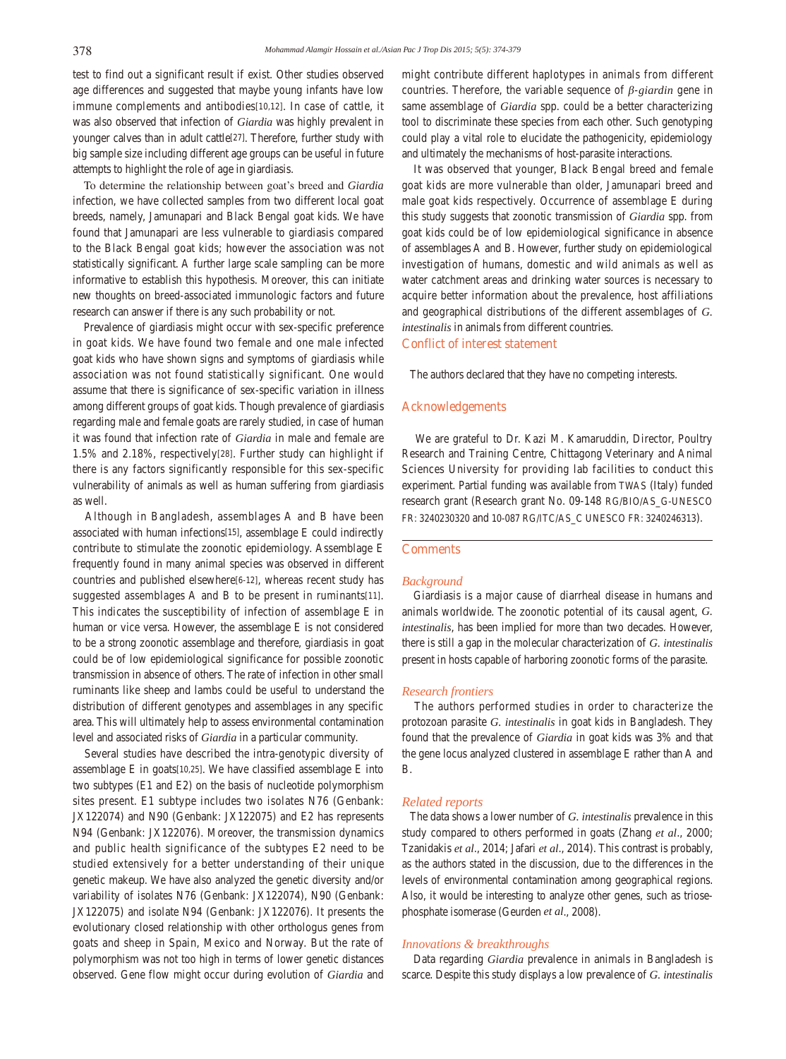test to find out a significant result if exist. Other studies observed age differences and suggested that maybe young infants have low immune complements and antibodies[10,12]. In case of cattle, it was also observed that infection of *Giardia* was highly prevalent in younger calves than in adult cattle[27]. Therefore, further study with big sample size including different age groups can be useful in future attempts to highlight the role of age in giardiasis.

To determine the relationship between goat's breed and *Giardia* infection, we have collected samples from two different local goat breeds, namely, Jamunapari and Black Bengal goat kids. We have found that Jamunapari are less vulnerable to giardiasis compared to the Black Bengal goat kids; however the association was not statistically significant. A further large scale sampling can be more informative to establish this hypothesis. Moreover, this can initiate new thoughts on breed-associated immunologic factors and future research can answer if there is any such probability or not.

Prevalence of giardiasis might occur with sex-specific preference in goat kids. We have found two female and one male infected goat kids who have shown signs and symptoms of giardiasis while association was not found statistically significant. One would assume that there is significance of sex-specific variation in illness among different groups of goat kids. Though prevalence of giardiasis regarding male and female goats are rarely studied, in case of human it was found that infection rate of *Giardia* in male and female are 1.5% and 2.18%, respectively[28]. Further study can highlight if there is any factors significantly responsible for this sex-specific vulnerability of animals as well as human suffering from giardiasis as well.

Although in Bangladesh, assemblages A and B have been associated with human infections[15], assemblage E could indirectly contribute to stimulate the zoonotic epidemiology. Assemblage E frequently found in many animal species was observed in different countries and published elsewhere[6-12], whereas recent study has suggested assemblages A and B to be present in ruminants[11]. This indicates the susceptibility of infection of assemblage E in human or vice versa. However, the assemblage E is not considered to be a strong zoonotic assemblage and therefore, giardiasis in goat could be of low epidemiological significance for possible zoonotic transmission in absence of others. The rate of infection in other small ruminants like sheep and lambs could be useful to understand the distribution of different genotypes and assemblages in any specific area. This will ultimately help to assess environmental contamination level and associated risks of *Giardia* in a particular community.

Several studies have described the intra-genotypic diversity of assemblage E in goats[10,25]. We have classified assemblage E into two subtypes (E1 and E2) on the basis of nucleotide polymorphism sites present. E1 subtype includes two isolates N76 (Genbank: JX122074) and N90 (Genbank: JX122075) and E2 has represents N94 (Genbank: JX122076). Moreover, the transmission dynamics and public health significance of the subtypes E2 need to be studied extensively for a better understanding of their unique genetic makeup. We have also analyzed the genetic diversity and/or variability of isolates N76 (Genbank: JX122074), N90 (Genbank: JX122075) and isolate N94 (Genbank: JX122076). It presents the evolutionary closed relationship with other orthologus genes from goats and sheep in Spain, Mexico and Norway. But the rate of polymorphism was not too high in terms of lower genetic distances observed. Gene flow might occur during evolution of *Giardia* and might contribute different haplotypes in animals from different countries. Therefore, the variable sequence of *β-giardin* gene in same assemblage of *Giardia* spp. could be a better characterizing tool to discriminate these species from each other. Such genotyping could play a vital role to elucidate the pathogenicity, epidemiology and ultimately the mechanisms of host-parasite interactions.

It was observed that younger, Black Bengal breed and female goat kids are more vulnerable than older, Jamunapari breed and male goat kids respectively. Occurrence of assemblage E during this study suggests that zoonotic transmission of *Giardia* spp. from goat kids could be of low epidemiological significance in absence of assemblages A and B. However, further study on epidemiological investigation of humans, domestic and wild animals as well as water catchment areas and drinking water sources is necessary to acquire better information about the prevalence, host affiliations and geographical distributions of the different assemblages of *G. intestinalis* in animals from different countries.

## Conflict of interest statement

The authors declared that they have no competing interests.

## Acknowledgements

We are grateful to Dr. Kazi M. Kamaruddin, Director, Poultry Research and Training Centre, Chittagong Veterinary and Animal Sciences University for providing lab facilities to conduct this experiment. Partial funding was available from TWAS (Italy) funded research grant (Research grant No. 09-148 RG/BIO/AS_G-UNESCO FR: 3240230320 and 10-087 RG/ITC/AS_C UNESCO FR: 3240246313).

## Comments

### *Background*

Giardiasis is a major cause of diarrheal disease in humans and animals worldwide. The zoonotic potential of its causal agent, *G. intestinalis*, has been implied for more than two decades. However, there is still a gap in the molecular characterization of *G. intestinalis* present in hosts capable of harboring zoonotic forms of the parasite.

### *Research frontiers*

The authors performed studies in order to characterize the protozoan parasite *G. intestinalis* in goat kids in Bangladesh. They found that the prevalence of *Giardia* in goat kids was 3% and that the gene locus analyzed clustered in assemblage E rather than A and B.

### *Related reports*

The data shows a lower number of *G. intestinalis* prevalence in this study compared to others performed in goats (Zhang *et al*., 2000; Tzanidakis *et al*., 2014; Jafari *et al*., 2014). This contrast is probably, as the authors stated in the discussion, due to the differences in the levels of environmental contamination among geographical regions. Also, it would be interesting to analyze other genes, such as triose-phosphate isomerase (Geurden *et al*., 2008).

### *Innovations & breakthroughs*

Data regarding *Giardia* prevalence in animals in Bangladesh is scarce. Despite this study displays a low prevalence of *G. intestinalis*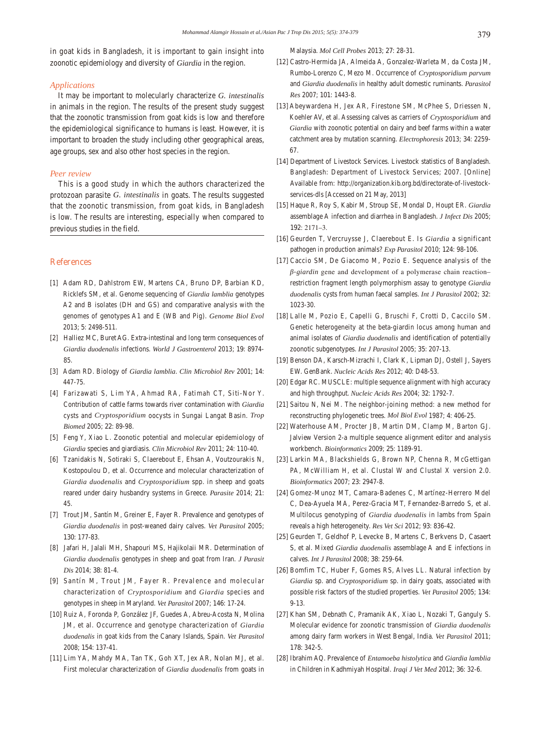in goat kids in Bangladesh, it is important to gain insight into zoonotic epidemiology and diversity of *Giardia* in the region.

## Applications

It may be important to molecularly characterize *G. intestinalis* in animals in the region. The results of the present study suggest that the zoonotic transmission from goat kids is low and therefore the epidemiological significance to humans is least. However, it is important to broaden the study including other geographical areas, age groups, sex and also other host species in the region.

## Peer review

This is a good study in which the authors characterized the protozoan parasite *G. intestinalis* in goats. The results suggested that the zoonotic transmission, from goat kids, in Bangladesh is low. The results are interesting, especially when compared to previous studies in the field.

## References

[1] Adam RD, Dahlstrom EW, Martens CA, Bruno DP, Barbian KD, Ricklefs SM, et al. Genome sequencing of *Giardia lamblia* genotypes A2 and B isolates (DH and GS) and comparative analysis with the genomes of genotypes A1 and E (WB and Pig). *Genome Biol Evol* 2013; 5: 2498-511.

[2] Halliez MC, Buret AG. Extra-intestinal and long term consequences of *Giardia duodenalis* infections. *World J Gastroenterol* 2013; 19: 8974-85.

[3] Adam RD. Biology of *Giardia lamblia*. *Clin Microbiol Rev* 2001; 14: 447-75.

[4] Farizawati S, Lim YA, Ahmad RA, Fatimah CT, Siti-Nor Y. Contribution of cattle farms towards river contamination with *Giardia* cysts and *Cryptosporidium* oocysts in Sungai Langat Basin. *Trop Biomed* 2005; 22: 89-98.

[5] Feng Y, Xiao L. Zoonotic potential and molecular epidemiology of *Giardia* species and giardiasis. *Clin Microbiol Rev* 2011; 24: 110-40.

[6] Tzanidakis N, Sotiraki S, Claerebout E, Ehsan A, Voutzourakis N, Kostopoulou D, et al. Occurrence and molecular characterization of *Giardia duodenalis* and *Cryptosporidium* spp. in sheep and goats reared under dairy husbandry systems in Greece. *Parasite* 2014; 21: 45.

[7] Trout JM, Santín M, Greiner E, Fayer R. Prevalence and genotypes of *Giardia duodenalis* in post-weaned dairy calves. *Vet Parasitol* 2005; 130: 177-83.

[8] Jafari H, Jalali MH, Shapouri MS, Hajikolaii MR. Determination of *Giardia duodenalis* genotypes in sheep and goat from Iran. *J Parasit Dis* 2014; 38: 81-4.

[9] Santín M, Trout JM, Fayer R. Prevalence and molecular characterization of *Cryptosporidium* and *Giardia* species and genotypes in sheep in Maryland. *Vet Parasitol* 2007; 146: 17-24.

[10] Ruiz A, Foronda P, González JF, Guedes A, Abreu-Acosta N, Molina JM, et al. Occurrence and genotype characterization of *Giardia duodenalis* in goat kids from the Canary Islands, Spain. *Vet Parasitol* 2008; 154: 137-41.

[11] Lim YA, Mahdy MA, Tan TK, Goh XT, Jex AR, Nolan MJ, et al. First molecular characterization of *Giardia duodenalis* from goats in Malaysia. *Mol Cell Probes* 2013; 27: 28-31.

[12] Castro-Hermida JA, Almeida A, Gonzalez-Warleta M, da Costa JM, Rumbo-Lorenzo C, Mezo M. Occurrence of *Cryptosporidium parvum* and *Giardia duodenalis* in healthy adult domestic ruminants. *Parasitol Res* 2007; 101: 1443-8.

[13] Abeywardena H, Jex AR, Firestone SM, McPhee S, Driessen N, Koehler AV, et al. Assessing calves as carriers of *Cryptosporidium* and *Giardia* with zoonotic potential on dairy and beef farms within a water catchment area by mutation scanning. *Electrophoresis* 2013; 34: 2259-67.

[14] Department of Livestock Services. Livestock statistics of Bangladesh. Bangladesh: Department of Livestock Services; 2007. [Online] Available from: http://organization.kib.org.bd/directorate-of-livestock-services-dls [Accessed on 21 May, 2013]

[15] Haque R, Roy S, Kabir M, Stroup SE, Mondal D, Houpt ER. *Giardia* assemblage A infection and diarrhea in Bangladesh. *J Infect Dis* 2005; 192: 2171–3.

[16] Geurden T, Vercruysse J, Claerebout E. Is *Giardia* a significant pathogen in production animals? *Exp Parasitol* 2010; 124: 98-106.

[17] Caccio SM, De Giacomo M, Pozio E. Sequence analysis of the *β-giardin* gene and development of a polymerase chain reaction–restriction fragment length polymorphism assay to genotype *Giardia duodenalis* cysts from human faecal samples. *Int J Parasitol* 2002; 32: 1023-30.

[18] Lalle M, Pozio E, Capelli G, Bruschi F, Crotti D, Caccilo SM. Genetic heterogeneity at the beta-giardin locus among human and animal isolates of *Giardia duodenalis* and identification of potentially zoonotic subgenotypes. *Int J Parasitol* 2005; 35: 207-13.

[19] Benson DA, Karsch-Mizrachi I, Clark K, Lipman DJ, Ostell J, Sayers EW. GenBank. *Nucleic Acids Res* 2012; 40: D48-53.

[20] Edgar RC. MUSCLE: multiple sequence alignment with high accuracy and high throughput. *Nucleic Acids Res* 2004; 32: 1792-7.

[21] Saitou N, Nei M. The neighbor-joining method: a new method for reconstructing phylogenetic trees. *Mol Biol Evol* 1987; 4: 406-25.

[22] Waterhouse AM, Procter JB, Martin DM, Clamp M, Barton GJ. Jalview Version 2-a multiple sequence alignment editor and analysis workbench. *Bioinformatics* 2009; 25: 1189-91.

[23] Larkin MA, Blackshields G, Brown NP, Chenna R, McGettigan PA, McWilliam H, et al. Clustal W and Clustal X version 2.0. *Bioinformatics* 2007; 23: 2947-8.

[24] Gomez-Munoz MT, Camara-Badenes C, Martínez-Herrero Mdel C, Dea-Ayuela MA, Perez-Gracia MT, Fernandez-Barredo S, et al. Multilocus genotyping of *Giardia duodenalis* in lambs from Spain reveals a high heterogeneity. *Res Vet Sci* 2012; 93: 836-42.

[25] Geurden T, Geldhof P, Levecke B, Martens C, Berkvens D, Casaert S, et al. Mixed *Giardia duodenalis* assemblage A and E infections in calves. *Int J Parasitol* 2008; 38: 259-64.

[26] Bomfim TC, Huber F, Gomes RS, Alves LL. Natural infection by *Giardia* sp. and *Cryptosporidium* sp. in dairy goats, associated with possible risk factors of the studied properties. *Vet Parasitol* 2005; 134: 9-13.

[27] Khan SM, Debnath C, Pramanik AK, Xiao L, Nozaki T, Ganguly S. Molecular evidence for zoonotic transmission of *Giardia duodenalis* among dairy farm workers in West Bengal, India. *Vet Parasitol* 2011; 178: 342-5.

[28] Ibrahim AQ. Prevalence of *Entamoeba histolytica* and *Giardia lamblia* in Children in Kadhmiyah Hospital. *Iraqi J Vet Med* 2012; 36: 32-6.